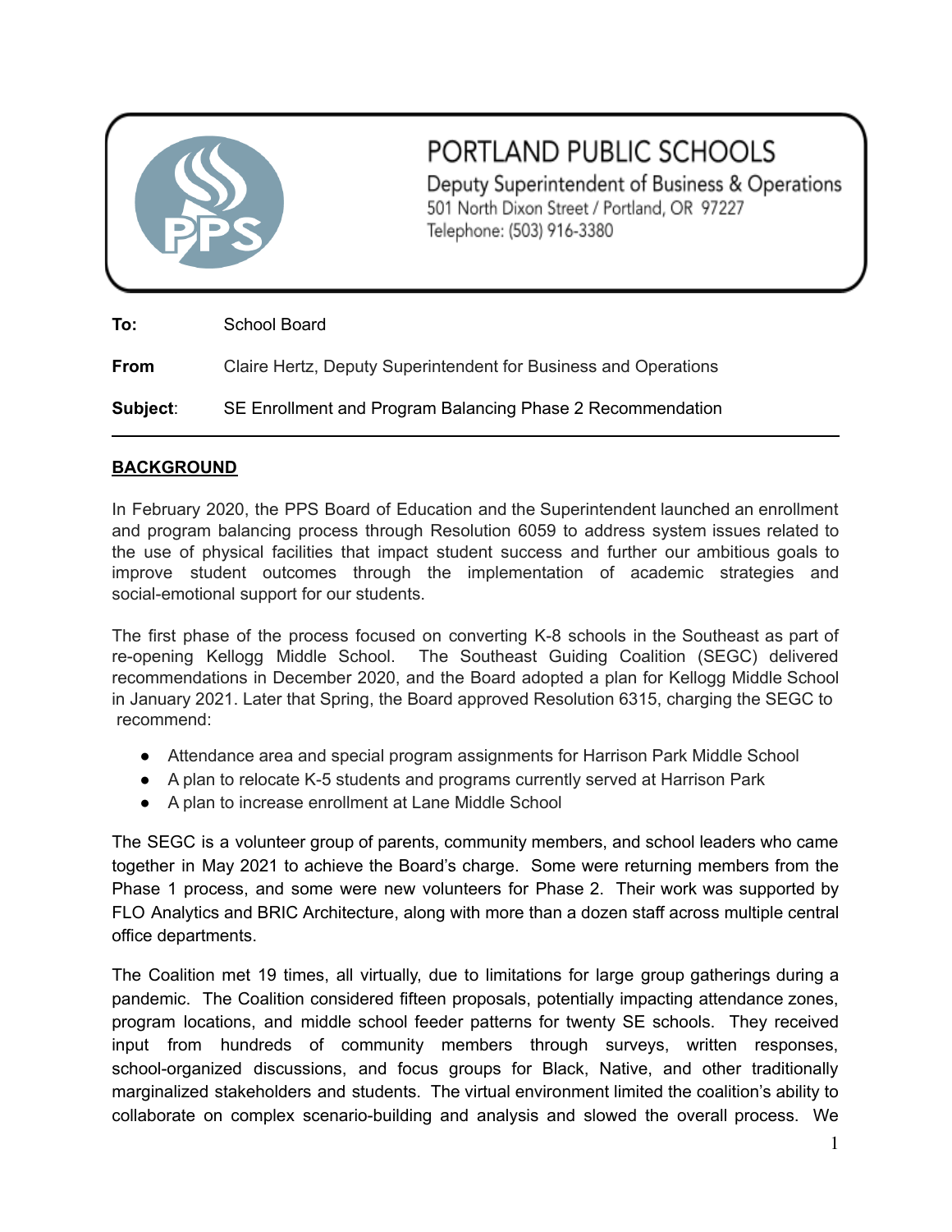PORTLAND PUBLIC SCHOOLS

Deputy Superintendent of Business & Operations
501 North Dixon Street / Portland, OR 97227
Telephone: (503) 916-3380

**To:** School Board

**From** Claire Hertz, Deputy Superintendent for Business and Operations

**Subject**: SE Enrollment and Program Balancing Phase 2 Recommendation

---

## BACKGROUND

In February 2020, the PPS Board of Education and the Superintendent launched an enrollment and program balancing process through Resolution 6059 to address system issues related to the use of physical facilities that impact student success and further our ambitious goals to improve student outcomes through the implementation of academic strategies and social-emotional support for our students.

The first phase of the process focused on converting K-8 schools in the Southeast as part of re-opening Kellogg Middle School. The Southeast Guiding Coalition (SEGC) delivered recommendations in December 2020, and the Board adopted a plan for Kellogg Middle School in January 2021. Later that Spring, the Board approved Resolution 6315, charging the SEGC to recommend:

- Attendance area and special program assignments for Harrison Park Middle School
- A plan to relocate K-5 students and programs currently served at Harrison Park
- A plan to increase enrollment at Lane Middle School

The SEGC is a volunteer group of parents, community members, and school leaders who came together in May 2021 to achieve the Board's charge. Some were returning members from the Phase 1 process, and some were new volunteers for Phase 2. Their work was supported by FLO Analytics and BRIC Architecture, along with more than a dozen staff across multiple central office departments.

The Coalition met 19 times, all virtually, due to limitations for large group gatherings during a pandemic. The Coalition considered fifteen proposals, potentially impacting attendance zones, program locations, and middle school feeder patterns for twenty SE schools. They received input from hundreds of community members through surveys, written responses, school-organized discussions, and focus groups for Black, Native, and other traditionally marginalized stakeholders and students. The virtual environment limited the coalition's ability to collaborate on complex scenario-building and analysis and slowed the overall process. We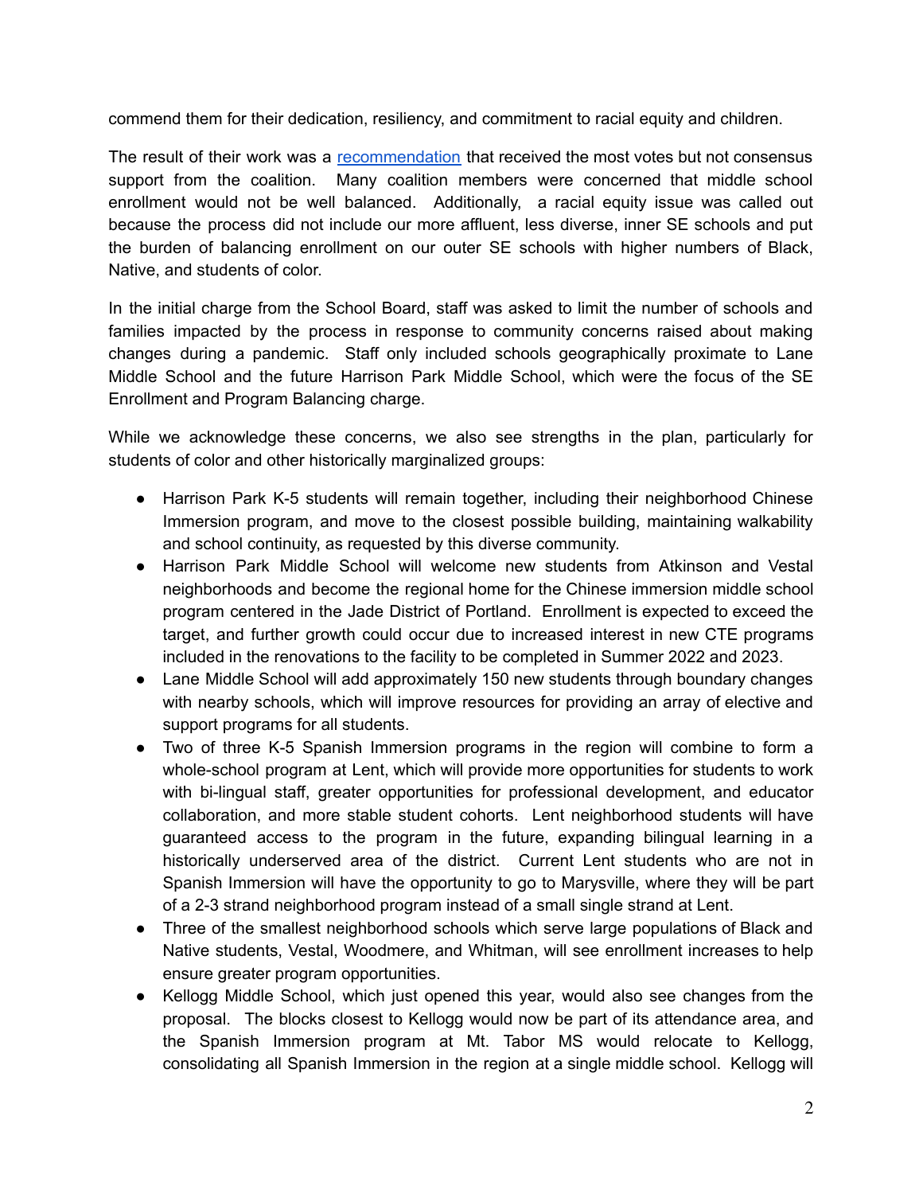commend them for their dedication, resiliency, and commitment to racial equity and children.

The result of their work was a [recommendation](recommendation) that received the most votes but not consensus support from the coalition. Many coalition members were concerned that middle school enrollment would not be well balanced. Additionally, a racial equity issue was called out because the process did not include our more affluent, less diverse, inner SE schools and put the burden of balancing enrollment on our outer SE schools with higher numbers of Black, Native, and students of color.

In the initial charge from the School Board, staff was asked to limit the number of schools and families impacted by the process in response to community concerns raised about making changes during a pandemic. Staff only included schools geographically proximate to Lane Middle School and the future Harrison Park Middle School, which were the focus of the SE Enrollment and Program Balancing charge.

While we acknowledge these concerns, we also see strengths in the plan, particularly for students of color and other historically marginalized groups:

- Harrison Park K-5 students will remain together, including their neighborhood Chinese Immersion program, and move to the closest possible building, maintaining walkability and school continuity, as requested by this diverse community.
- Harrison Park Middle School will welcome new students from Atkinson and Vestal neighborhoods and become the regional home for the Chinese immersion middle school program centered in the Jade District of Portland. Enrollment is expected to exceed the target, and further growth could occur due to increased interest in new CTE programs included in the renovations to the facility to be completed in Summer 2022 and 2023.
- Lane Middle School will add approximately 150 new students through boundary changes with nearby schools, which will improve resources for providing an array of elective and support programs for all students.
- Two of three K-5 Spanish Immersion programs in the region will combine to form a whole-school program at Lent, which will provide more opportunities for students to work with bi-lingual staff, greater opportunities for professional development, and educator collaboration, and more stable student cohorts. Lent neighborhood students will have guaranteed access to the program in the future, expanding bilingual learning in a historically underserved area of the district. Current Lent students who are not in Spanish Immersion will have the opportunity to go to Marysville, where they will be part of a 2-3 strand neighborhood program instead of a small single strand at Lent.
- Three of the smallest neighborhood schools which serve large populations of Black and Native students, Vestal, Woodmere, and Whitman, will see enrollment increases to help ensure greater program opportunities.
- Kellogg Middle School, which just opened this year, would also see changes from the proposal. The blocks closest to Kellogg would now be part of its attendance area, and the Spanish Immersion program at Mt. Tabor MS would relocate to Kellogg, consolidating all Spanish Immersion in the region at a single middle school. Kellogg will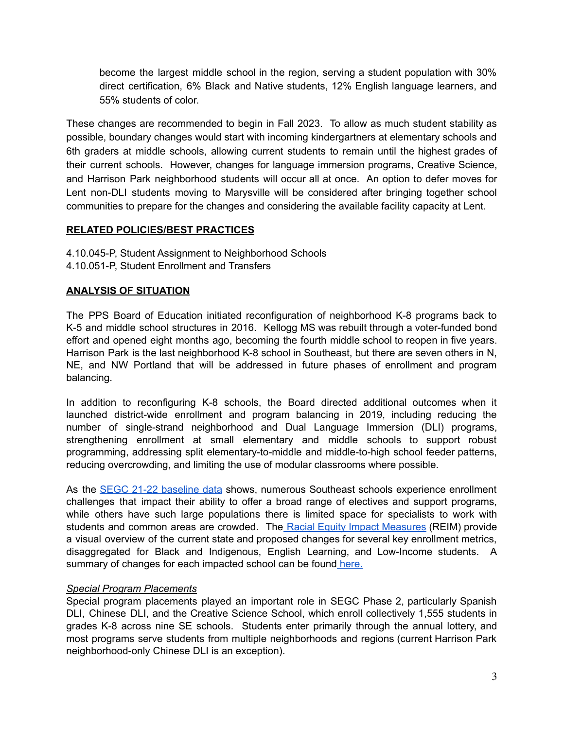become the largest middle school in the region, serving a student population with 30% direct certification, 6% Black and Native students, 12% English language learners, and 55% students of color.

These changes are recommended to begin in Fall 2023. To allow as much student stability as possible, boundary changes would start with incoming kindergartners at elementary schools and 6th graders at middle schools, allowing current students to remain until the highest grades of their current schools. However, changes for language immersion programs, Creative Science, and Harrison Park neighborhood students will occur all at once. An option to defer moves for Lent non-DLI students moving to Marysville will be considered after bringing together school communities to prepare for the changes and considering the available facility capacity at Lent.

**RELATED POLICIES/BEST PRACTICES**

4.10.045-P, Student Assignment to Neighborhood Schools
4.10.051-P, Student Enrollment and Transfers

**ANALYSIS OF SITUATION**

The PPS Board of Education initiated reconfiguration of neighborhood K-8 programs back to K-5 and middle school structures in 2016. Kellogg MS was rebuilt through a voter-funded bond effort and opened eight months ago, becoming the fourth middle school to reopen in five years. Harrison Park is the last neighborhood K-8 school in Southeast, but there are seven others in N, NE, and NW Portland that will be addressed in future phases of enrollment and program balancing.

In addition to reconfiguring K-8 schools, the Board directed additional outcomes when it launched district-wide enrollment and program balancing in 2019, including reducing the number of single-strand neighborhood and Dual Language Immersion (DLI) programs, strengthening enrollment at small elementary and middle schools to support robust programming, addressing split elementary-to-middle and middle-to-high school feeder patterns, reducing overcrowding, and limiting the use of modular classrooms where possible.

As the SEGC 21-22 baseline data shows, numerous Southeast schools experience enrollment challenges that impact their ability to offer a broad range of electives and support programs, while others have such large populations there is limited space for specialists to work with students and common areas are crowded. The Racial Equity Impact Measures (REIM) provide a visual overview of the current state and proposed changes for several key enrollment metrics, disaggregated for Black and Indigenous, English Learning, and Low-Income students. A summary of changes for each impacted school can be found here.

*Special Program Placements*

Special program placements played an important role in SEGC Phase 2, particularly Spanish DLI, Chinese DLI, and the Creative Science School, which enroll collectively 1,555 students in grades K-8 across nine SE schools. Students enter primarily through the annual lottery, and most programs serve students from multiple neighborhoods and regions (current Harrison Park neighborhood-only Chinese DLI is an exception).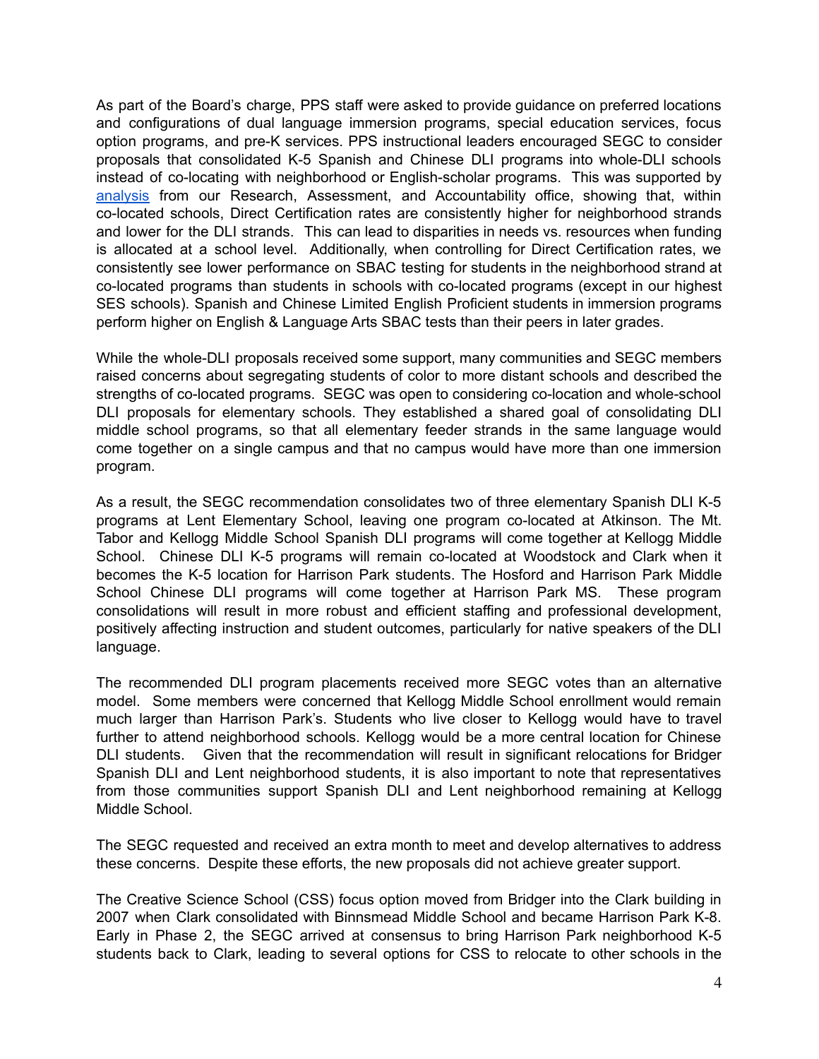As part of the Board's charge, PPS staff were asked to provide guidance on preferred locations and configurations of dual language immersion programs, special education services, focus option programs, and pre-K services. PPS instructional leaders encouraged SEGC to consider proposals that consolidated K-5 Spanish and Chinese DLI programs into whole-DLI schools instead of co-locating with neighborhood or English-scholar programs. This was supported by [analysis]() from our Research, Assessment, and Accountability office, showing that, within co-located schools, Direct Certification rates are consistently higher for neighborhood strands and lower for the DLI strands. This can lead to disparities in needs vs. resources when funding is allocated at a school level. Additionally, when controlling for Direct Certification rates, we consistently see lower performance on SBAC testing for students in the neighborhood strand at co-located programs than students in schools with co-located programs (except in our highest SES schools). Spanish and Chinese Limited English Proficient students in immersion programs perform higher on English & Language Arts SBAC tests than their peers in later grades.

While the whole-DLI proposals received some support, many communities and SEGC members raised concerns about segregating students of color to more distant schools and described the strengths of co-located programs. SEGC was open to considering co-location and whole-school DLI proposals for elementary schools. They established a shared goal of consolidating DLI middle school programs, so that all elementary feeder strands in the same language would come together on a single campus and that no campus would have more than one immersion program.

As a result, the SEGC recommendation consolidates two of three elementary Spanish DLI K-5 programs at Lent Elementary School, leaving one program co-located at Atkinson. The Mt. Tabor and Kellogg Middle School Spanish DLI programs will come together at Kellogg Middle School. Chinese DLI K-5 programs will remain co-located at Woodstock and Clark when it becomes the K-5 location for Harrison Park students. The Hosford and Harrison Park Middle School Chinese DLI programs will come together at Harrison Park MS. These program consolidations will result in more robust and efficient staffing and professional development, positively affecting instruction and student outcomes, particularly for native speakers of the DLI language.

The recommended DLI program placements received more SEGC votes than an alternative model. Some members were concerned that Kellogg Middle School enrollment would remain much larger than Harrison Park's. Students who live closer to Kellogg would have to travel further to attend neighborhood schools. Kellogg would be a more central location for Chinese DLI students. Given that the recommendation will result in significant relocations for Bridger Spanish DLI and Lent neighborhood students, it is also important to note that representatives from those communities support Spanish DLI and Lent neighborhood remaining at Kellogg Middle School.

The SEGC requested and received an extra month to meet and develop alternatives to address these concerns. Despite these efforts, the new proposals did not achieve greater support.

The Creative Science School (CSS) focus option moved from Bridger into the Clark building in 2007 when Clark consolidated with Binnsmead Middle School and became Harrison Park K-8. Early in Phase 2, the SEGC arrived at consensus to bring Harrison Park neighborhood K-5 students back to Clark, leading to several options for CSS to relocate to other schools in the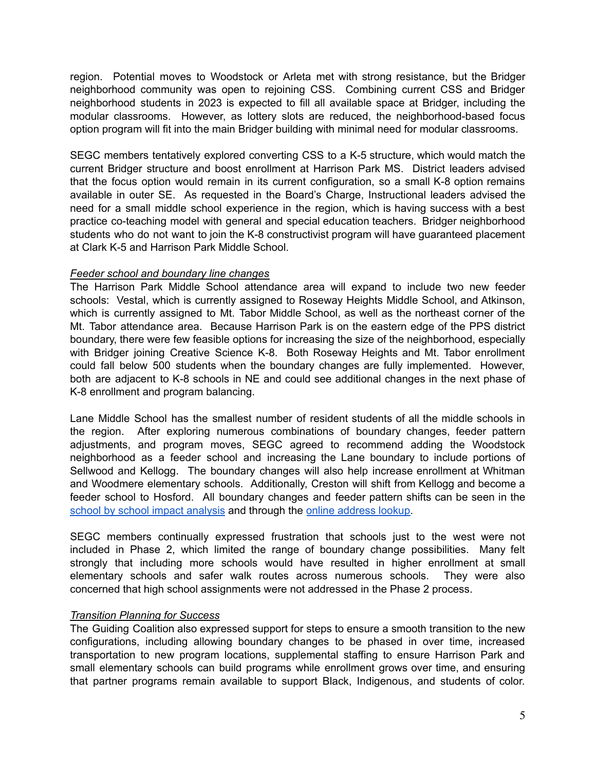region. Potential moves to Woodstock or Arleta met with strong resistance, but the Bridger neighborhood community was open to rejoining CSS. Combining current CSS and Bridger neighborhood students in 2023 is expected to fill all available space at Bridger, including the modular classrooms. However, as lottery slots are reduced, the neighborhood-based focus option program will fit into the main Bridger building with minimal need for modular classrooms.

SEGC members tentatively explored converting CSS to a K-5 structure, which would match the current Bridger structure and boost enrollment at Harrison Park MS. District leaders advised that the focus option would remain in its current configuration, so a small K-8 option remains available in outer SE. As requested in the Board's Charge, Instructional leaders advised the need for a small middle school experience in the region, which is having success with a best practice co-teaching model with general and special education teachers. Bridger neighborhood students who do not want to join the K-8 constructivist program will have guaranteed placement at Clark K-5 and Harrison Park Middle School.

*Feeder school and boundary line changes*

The Harrison Park Middle School attendance area will expand to include two new feeder schools: Vestal, which is currently assigned to Roseway Heights Middle School, and Atkinson, which is currently assigned to Mt. Tabor Middle School, as well as the northeast corner of the Mt. Tabor attendance area. Because Harrison Park is on the eastern edge of the PPS district boundary, there were few feasible options for increasing the size of the neighborhood, especially with Bridger joining Creative Science K-8. Both Roseway Heights and Mt. Tabor enrollment could fall below 500 students when the boundary changes are fully implemented. However, both are adjacent to K-8 schools in NE and could see additional changes in the next phase of K-8 enrollment and program balancing.

Lane Middle School has the smallest number of resident students of all the middle schools in the region. After exploring numerous combinations of boundary changes, feeder pattern adjustments, and program moves, SEGC agreed to recommend adding the Woodstock neighborhood as a feeder school and increasing the Lane boundary to include portions of Sellwood and Kellogg. The boundary changes will also help increase enrollment at Whitman and Woodmere elementary schools. Additionally, Creston will shift from Kellogg and become a feeder school to Hosford. All boundary changes and feeder pattern shifts can be seen in the school by school impact analysis and through the online address lookup.

SEGC members continually expressed frustration that schools just to the west were not included in Phase 2, which limited the range of boundary change possibilities. Many felt strongly that including more schools would have resulted in higher enrollment at small elementary schools and safer walk routes across numerous schools. They were also concerned that high school assignments were not addressed in the Phase 2 process.

*Transition Planning for Success*

The Guiding Coalition also expressed support for steps to ensure a smooth transition to the new configurations, including allowing boundary changes to be phased in over time, increased transportation to new program locations, supplemental staffing to ensure Harrison Park and small elementary schools can build programs while enrollment grows over time, and ensuring that partner programs remain available to support Black, Indigenous, and students of color.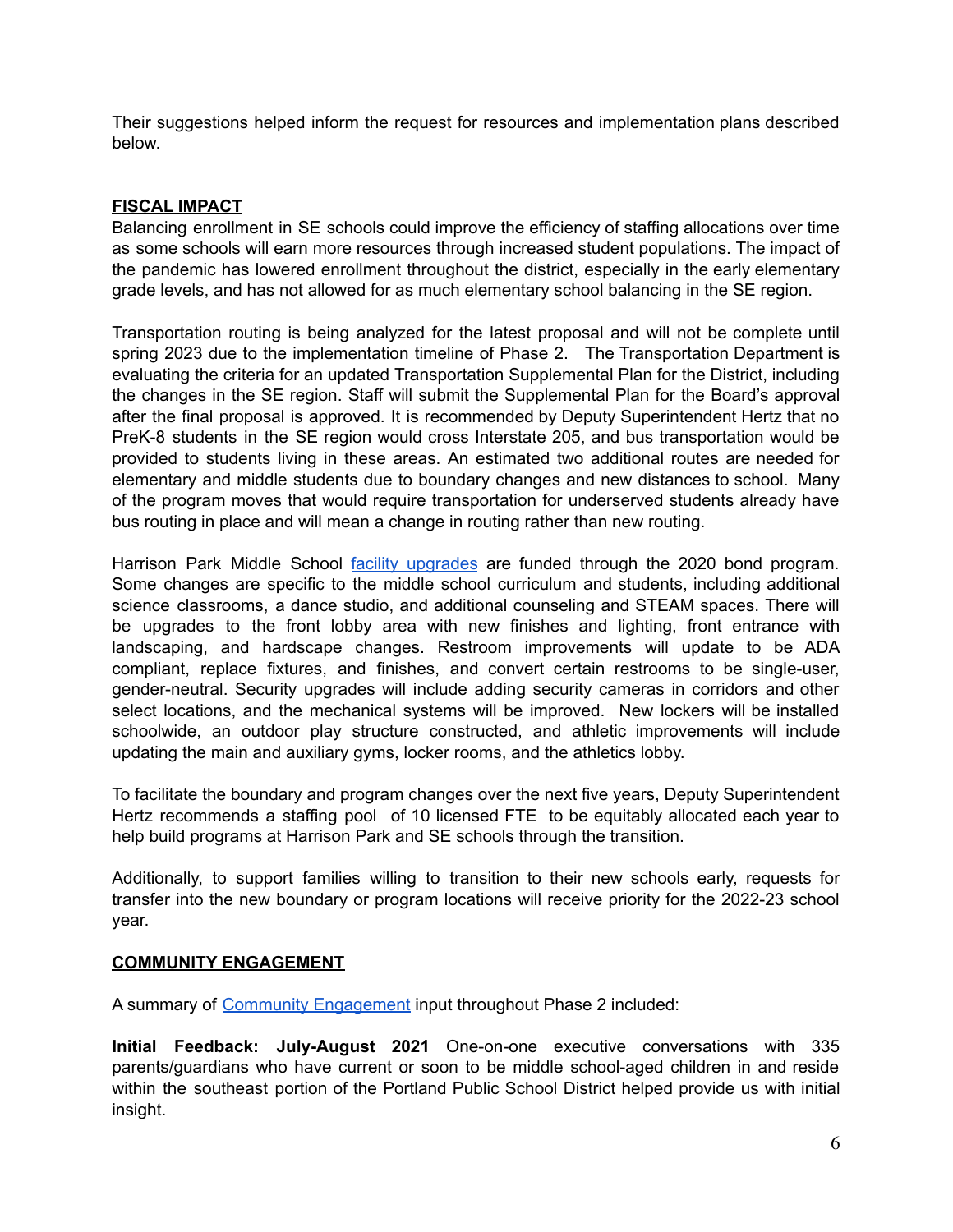Their suggestions helped inform the request for resources and implementation plans described below.

**FISCAL IMPACT**

Balancing enrollment in SE schools could improve the efficiency of staffing allocations over time as some schools will earn more resources through increased student populations. The impact of the pandemic has lowered enrollment throughout the district, especially in the early elementary grade levels, and has not allowed for as much elementary school balancing in the SE region.

Transportation routing is being analyzed for the latest proposal and will not be complete until spring 2023 due to the implementation timeline of Phase 2. The Transportation Department is evaluating the criteria for an updated Transportation Supplemental Plan for the District, including the changes in the SE region. Staff will submit the Supplemental Plan for the Board's approval after the final proposal is approved. It is recommended by Deputy Superintendent Hertz that no PreK-8 students in the SE region would cross Interstate 205, and bus transportation would be provided to students living in these areas. An estimated two additional routes are needed for elementary and middle students due to boundary changes and new distances to school. Many of the program moves that would require transportation for underserved students already have bus routing in place and will mean a change in routing rather than new routing.

Harrison Park Middle School facility upgrades are funded through the 2020 bond program. Some changes are specific to the middle school curriculum and students, including additional science classrooms, a dance studio, and additional counseling and STEAM spaces. There will be upgrades to the front lobby area with new finishes and lighting, front entrance with landscaping, and hardscape changes. Restroom improvements will update to be ADA compliant, replace fixtures, and finishes, and convert certain restrooms to be single-user, gender-neutral. Security upgrades will include adding security cameras in corridors and other select locations, and the mechanical systems will be improved. New lockers will be installed schoolwide, an outdoor play structure constructed, and athletic improvements will include updating the main and auxiliary gyms, locker rooms, and the athletics lobby.

To facilitate the boundary and program changes over the next five years, Deputy Superintendent Hertz recommends a staffing pool of 10 licensed FTE to be equitably allocated each year to help build programs at Harrison Park and SE schools through the transition.

Additionally, to support families willing to transition to their new schools early, requests for transfer into the new boundary or program locations will receive priority for the 2022-23 school year.

**COMMUNITY ENGAGEMENT**

A summary of Community Engagement input throughout Phase 2 included:

**Initial Feedback: July-August 2021** One-on-one executive conversations with 335 parents/guardians who have current or soon to be middle school-aged children in and reside within the southeast portion of the Portland Public School District helped provide us with initial insight.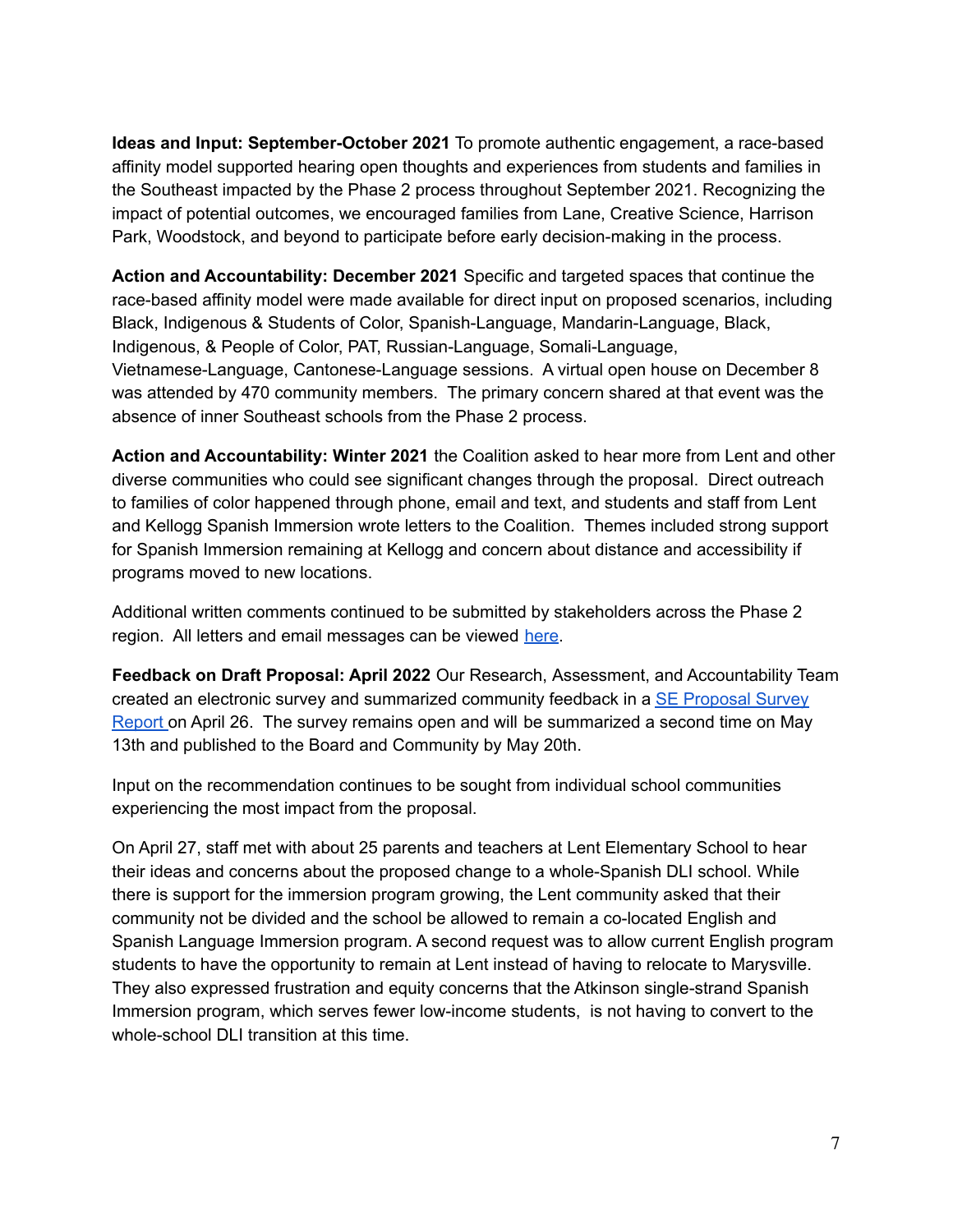**Ideas and Input: September-October 2021** To promote authentic engagement, a race-based affinity model supported hearing open thoughts and experiences from students and families in the Southeast impacted by the Phase 2 process throughout September 2021. Recognizing the impact of potential outcomes, we encouraged families from Lane, Creative Science, Harrison Park, Woodstock, and beyond to participate before early decision-making in the process.

**Action and Accountability: December 2021** Specific and targeted spaces that continue the race-based affinity model were made available for direct input on proposed scenarios, including Black, Indigenous & Students of Color, Spanish-Language, Mandarin-Language, Black, Indigenous, & People of Color, PAT, Russian-Language, Somali-Language, Vietnamese-Language, Cantonese-Language sessions. A virtual open house on December 8 was attended by 470 community members. The primary concern shared at that event was the absence of inner Southeast schools from the Phase 2 process.

**Action and Accountability: Winter 2021** the Coalition asked to hear more from Lent and other diverse communities who could see significant changes through the proposal. Direct outreach to families of color happened through phone, email and text, and students and staff from Lent and Kellogg Spanish Immersion wrote letters to the Coalition. Themes included strong support for Spanish Immersion remaining at Kellogg and concern about distance and accessibility if programs moved to new locations.

Additional written comments continued to be submitted by stakeholders across the Phase 2 region. All letters and email messages can be viewed here.

**Feedback on Draft Proposal: April 2022** Our Research, Assessment, and Accountability Team created an electronic survey and summarized community feedback in a SE Proposal Survey Report on April 26. The survey remains open and will be summarized a second time on May 13th and published to the Board and Community by May 20th.

Input on the recommendation continues to be sought from individual school communities experiencing the most impact from the proposal.

On April 27, staff met with about 25 parents and teachers at Lent Elementary School to hear their ideas and concerns about the proposed change to a whole-Spanish DLI school. While there is support for the immersion program growing, the Lent community asked that their community not be divided and the school be allowed to remain a co-located English and Spanish Language Immersion program. A second request was to allow current English program students to have the opportunity to remain at Lent instead of having to relocate to Marysville. They also expressed frustration and equity concerns that the Atkinson single-strand Spanish Immersion program, which serves fewer low-income students, is not having to convert to the whole-school DLI transition at this time.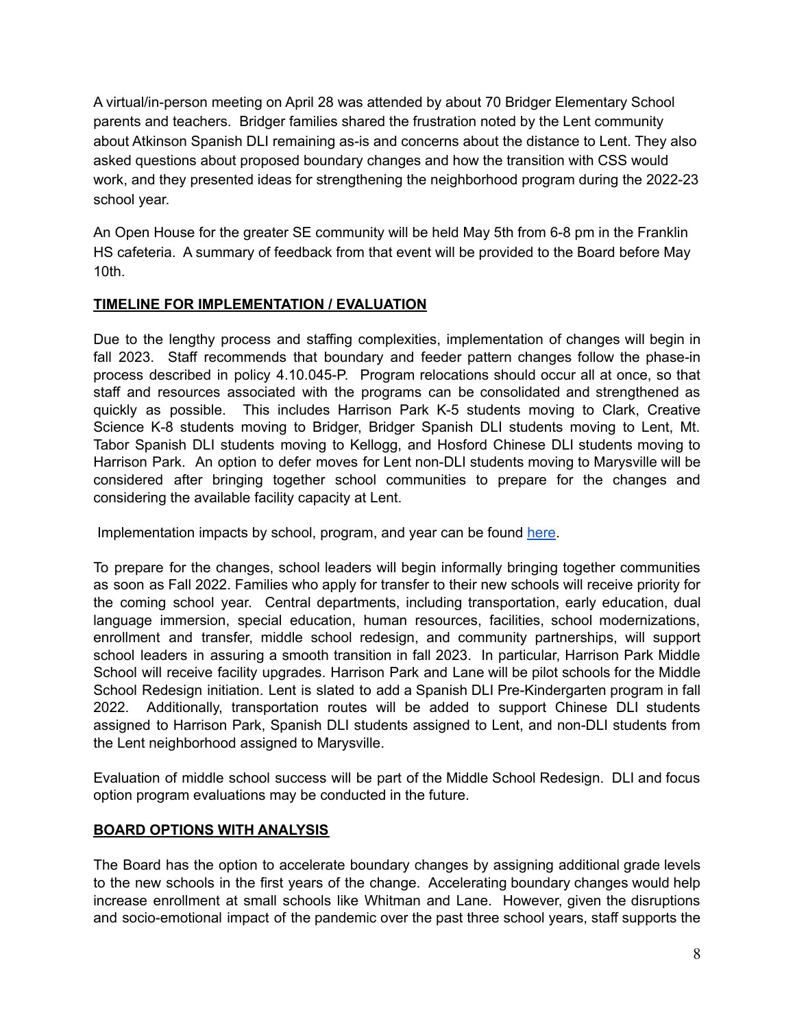A virtual/in-person meeting on April 28 was attended by about 70 Bridger Elementary School parents and teachers. Bridger families shared the frustration noted by the Lent community about Atkinson Spanish DLI remaining as-is and concerns about the distance to Lent. They also asked questions about proposed boundary changes and how the transition with CSS would work, and they presented ideas for strengthening the neighborhood program during the 2022-23 school year.

An Open House for the greater SE community will be held May 5th from 6-8 pm in the Franklin HS cafeteria. A summary of feedback from that event will be provided to the Board before May 10th.

## TIMELINE FOR IMPLEMENTATION / EVALUATION

Due to the lengthy process and staffing complexities, implementation of changes will begin in fall 2023. Staff recommends that boundary and feeder pattern changes follow the phase-in process described in policy 4.10.045-P. Program relocations should occur all at once, so that staff and resources associated with the programs can be consolidated and strengthened as quickly as possible. This includes Harrison Park K-5 students moving to Clark, Creative Science K-8 students moving to Bridger, Bridger Spanish DLI students moving to Lent, Mt. Tabor Spanish DLI students moving to Kellogg, and Hosford Chinese DLI students moving to Harrison Park. An option to defer moves for Lent non-DLI students moving to Marysville will be considered after bringing together school communities to prepare for the changes and considering the available facility capacity at Lent.

Implementation impacts by school, program, and year can be found here.

To prepare for the changes, school leaders will begin informally bringing together communities as soon as Fall 2022. Families who apply for transfer to their new schools will receive priority for the coming school year. Central departments, including transportation, early education, dual language immersion, special education, human resources, facilities, school modernizations, enrollment and transfer, middle school redesign, and community partnerships, will support school leaders in assuring a smooth transition in fall 2023. In particular, Harrison Park Middle School will receive facility upgrades. Harrison Park and Lane will be pilot schools for the Middle School Redesign initiation. Lent is slated to add a Spanish DLI Pre-Kindergarten program in fall 2022. Additionally, transportation routes will be added to support Chinese DLI students assigned to Harrison Park, Spanish DLI students assigned to Lent, and non-DLI students from the Lent neighborhood assigned to Marysville.

Evaluation of middle school success will be part of the Middle School Redesign. DLI and focus option program evaluations may be conducted in the future.

## BOARD OPTIONS WITH ANALYSIS

The Board has the option to accelerate boundary changes by assigning additional grade levels to the new schools in the first years of the change. Accelerating boundary changes would help increase enrollment at small schools like Whitman and Lane. However, given the disruptions and socio-emotional impact of the pandemic over the past three school years, staff supports the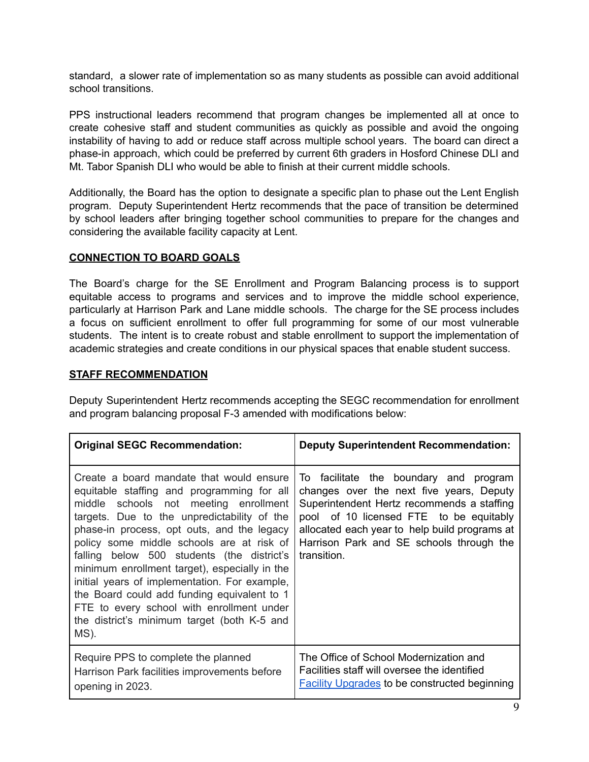standard, a slower rate of implementation so as many students as possible can avoid additional school transitions.

PPS instructional leaders recommend that program changes be implemented all at once to create cohesive staff and student communities as quickly as possible and avoid the ongoing instability of having to add or reduce staff across multiple school years. The board can direct a phase-in approach, which could be preferred by current 6th graders in Hosford Chinese DLI and Mt. Tabor Spanish DLI who would be able to finish at their current middle schools.

Additionally, the Board has the option to designate a specific plan to phase out the Lent English program. Deputy Superintendent Hertz recommends that the pace of transition be determined by school leaders after bringing together school communities to prepare for the changes and considering the available facility capacity at Lent.

## CONNECTION TO BOARD GOALS

The Board's charge for the SE Enrollment and Program Balancing process is to support equitable access to programs and services and to improve the middle school experience, particularly at Harrison Park and Lane middle schools. The charge for the SE process includes a focus on sufficient enrollment to offer full programming for some of our most vulnerable students. The intent is to create robust and stable enrollment to support the implementation of academic strategies and create conditions in our physical spaces that enable student success.

## STAFF RECOMMENDATION

Deputy Superintendent Hertz recommends accepting the SEGC recommendation for enrollment and program balancing proposal F-3 amended with modifications below:

| Original SEGC Recommendation: | Deputy Superintendent Recommendation: |
|---|---|
| Create a board mandate that would ensure equitable staffing and programming for all middle schools not meeting enrollment targets. Due to the unpredictability of the phase-in process, opt outs, and the legacy policy some middle schools are at risk of falling below 500 students (the district's minimum enrollment target), especially in the initial years of implementation. For example, the Board could add funding equivalent to 1 FTE to every school with enrollment under the district's minimum target (both K-5 and MS). | To facilitate the boundary and program changes over the next five years, Deputy Superintendent Hertz recommends a staffing pool of 10 licensed FTE to be equitably allocated each year to help build programs at Harrison Park and SE schools through the transition. |
| Require PPS to complete the planned Harrison Park facilities improvements before opening in 2023. | The Office of School Modernization and Facilities staff will oversee the identified Facility Upgrades to be constructed beginning |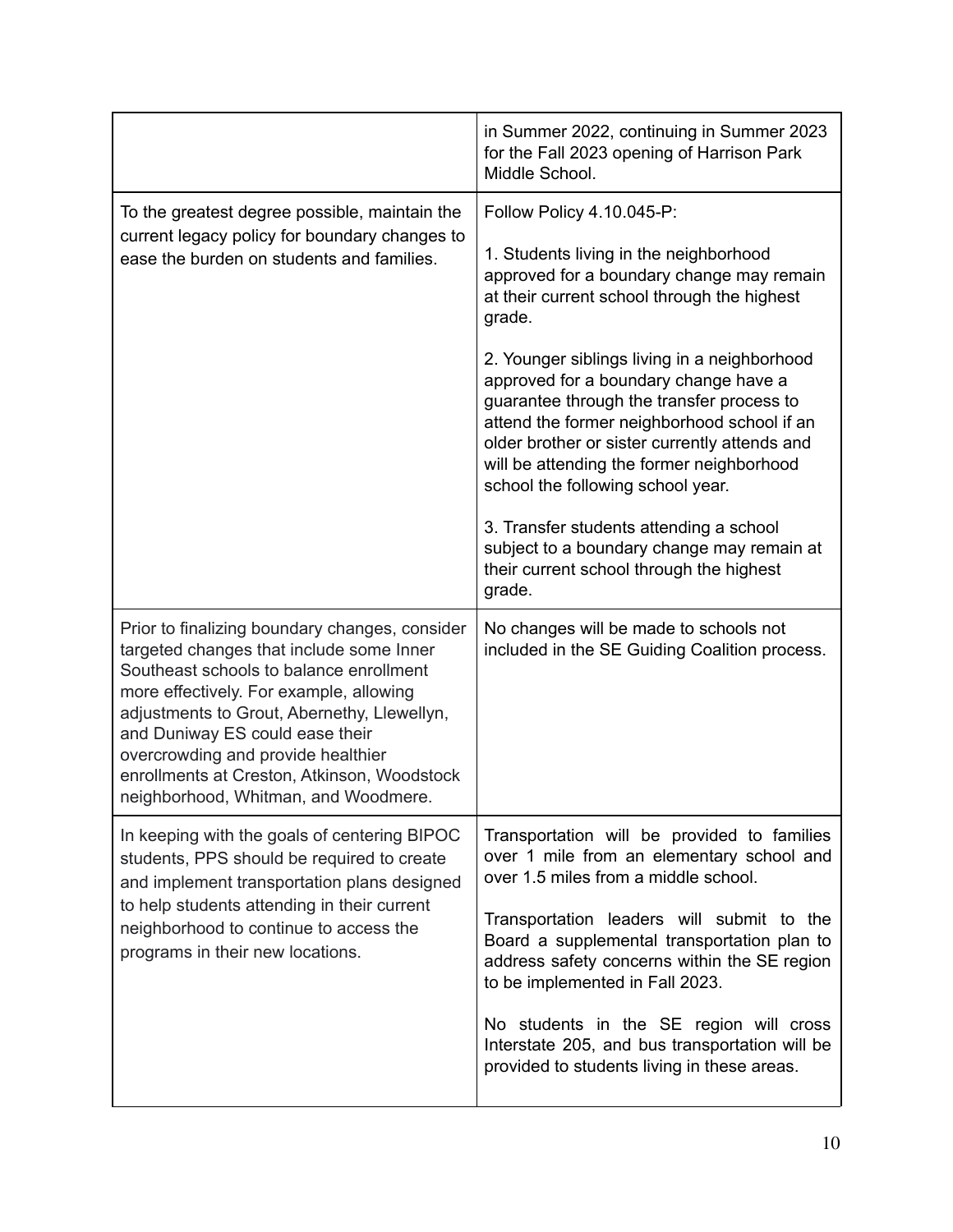| | |
|---|---|
| | in Summer 2022, continuing in Summer 2023 for the Fall 2023 opening of Harrison Park Middle School. |
| To the greatest degree possible, maintain the current legacy policy for boundary changes to ease the burden on students and families. | Follow Policy 4.10.045-P:<br><br>1. Students living in the neighborhood approved for a boundary change may remain at their current school through the highest grade.<br><br>2. Younger siblings living in a neighborhood approved for a boundary change have a guarantee through the transfer process to attend the former neighborhood school if an older brother or sister currently attends and will be attending the former neighborhood school the following school year.<br><br>3. Transfer students attending a school subject to a boundary change may remain at their current school through the highest grade. |
| Prior to finalizing boundary changes, consider targeted changes that include some Inner Southeast schools to balance enrollment more effectively. For example, allowing adjustments to Grout, Abernethy, Llewellyn, and Duniway ES could ease their overcrowding and provide healthier enrollments at Creston, Atkinson, Woodstock neighborhood, Whitman, and Woodmere. | No changes will be made to schools not included in the SE Guiding Coalition process. |
| In keeping with the goals of centering BIPOC students, PPS should be required to create and implement transportation plans designed to help students attending in their current neighborhood to continue to access the programs in their new locations. | Transportation will be provided to families over 1 mile from an elementary school and over 1.5 miles from a middle school.<br><br>Transportation leaders will submit to the Board a supplemental transportation plan to address safety concerns within the SE region to be implemented in Fall 2023.<br><br>No students in the SE region will cross Interstate 205, and bus transportation will be provided to students living in these areas. |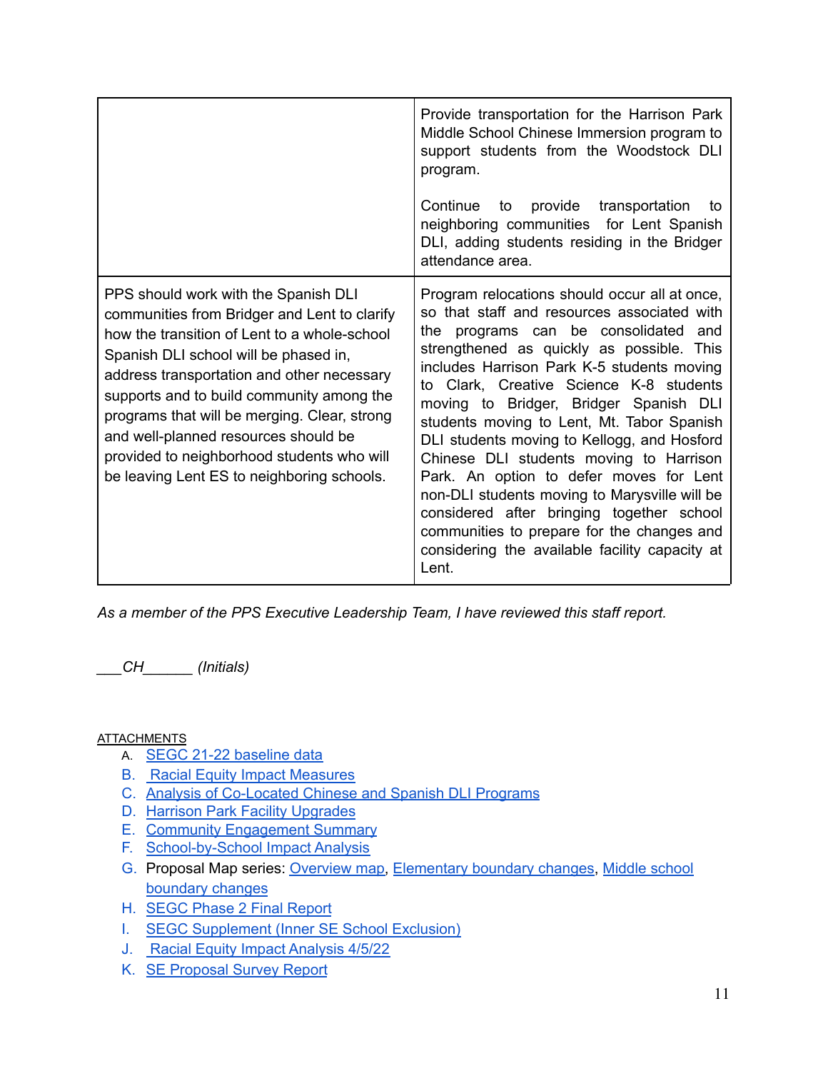|  |  |
|---|---|
|  | Provide transportation for the Harrison Park Middle School Chinese Immersion program to support students from the Woodstock DLI program.<br><br>Continue to provide transportation to neighboring communities for Lent Spanish DLI, adding students residing in the Bridger attendance area. |
| PPS should work with the Spanish DLI communities from Bridger and Lent to clarify how the transition of Lent to a whole-school Spanish DLI school will be phased in, address transportation and other necessary supports and to build community among the programs that will be merging. Clear, strong and well-planned resources should be provided to neighborhood students who will be leaving Lent ES to neighboring schools. | Program relocations should occur all at once, so that staff and resources associated with the programs can be consolidated and strengthened as quickly as possible. This includes Harrison Park K-5 students moving to Clark, Creative Science K-8 students moving to Bridger, Bridger Spanish DLI students moving to Lent, Mt. Tabor Spanish DLI students moving to Kellogg, and Hosford Chinese DLI students moving to Harrison Park. An option to defer moves for Lent non-DLI students moving to Marysville will be considered after bringing together school communities to prepare for the changes and considering the available facility capacity at Lent. |

*As a member of the PPS Executive Leadership Team, I have reviewed this staff report.*

___CH______ (Initials)

ATTACHMENTS

A. SEGC 21-22 baseline data
B. Racial Equity Impact Measures
C. Analysis of Co-Located Chinese and Spanish DLI Programs
D. Harrison Park Facility Upgrades
E. Community Engagement Summary
F. School-by-School Impact Analysis
G. Proposal Map series: Overview map, Elementary boundary changes, Middle school boundary changes
H. SEGC Phase 2 Final Report
I. SEGC Supplement (Inner SE School Exclusion)
J. Racial Equity Impact Analysis 4/5/22
K. SE Proposal Survey Report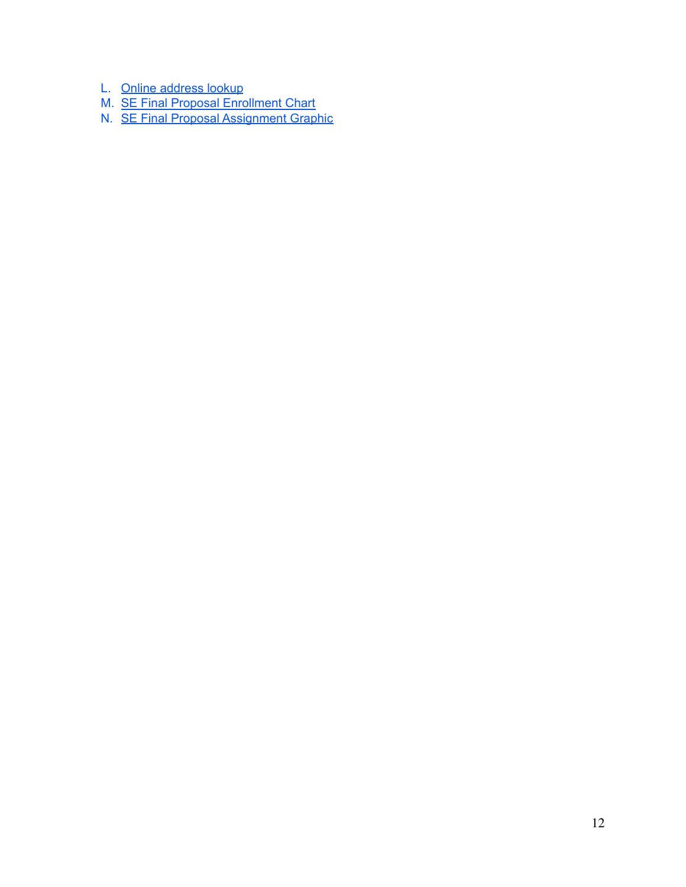L. Online address lookup
M. SE Final Proposal Enrollment Chart
N. SE Final Proposal Assignment Graphic